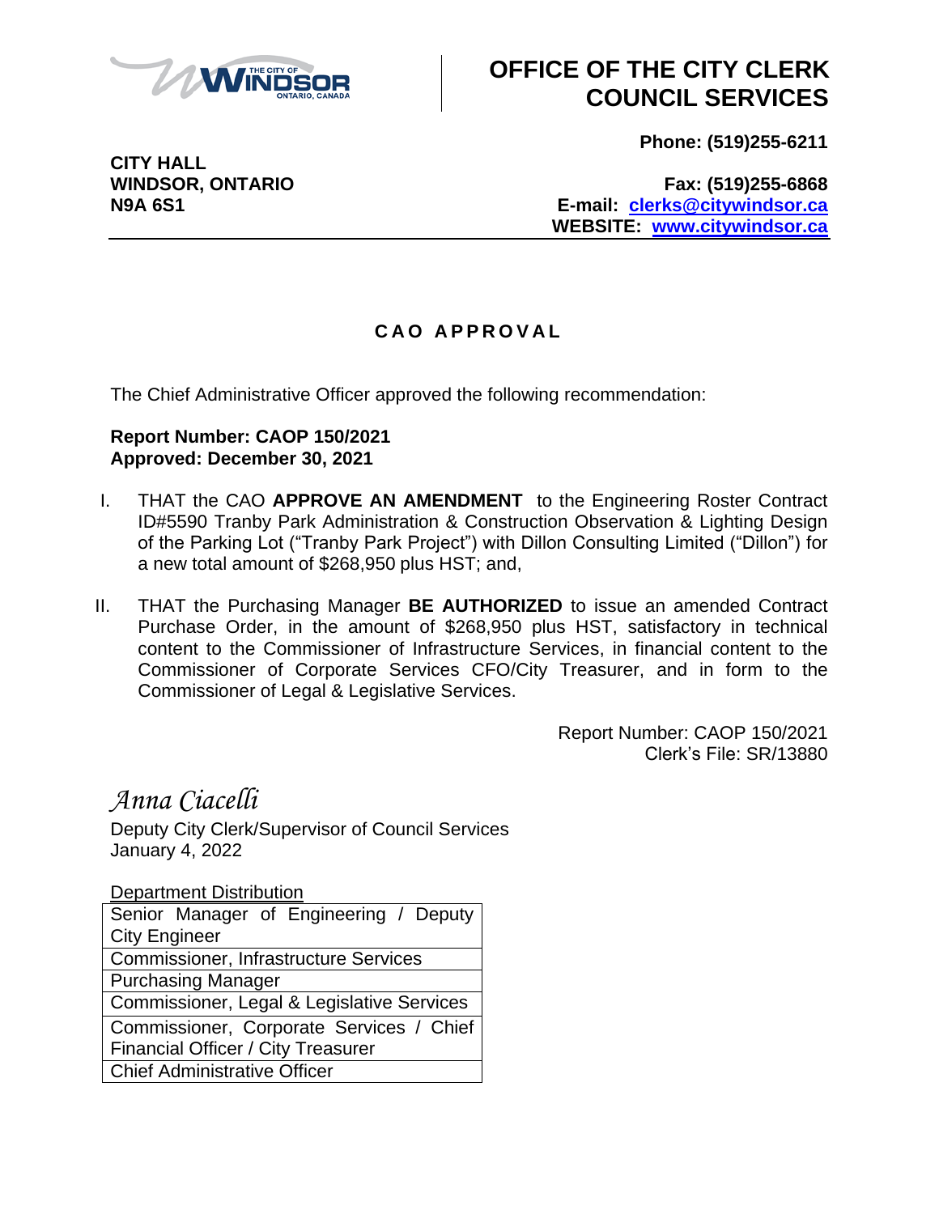# OFFICE OF THE CITY CLERK COUNCIL SERVICES

**CITY HALL**
**WINDSOR, ONTARIO**
**N9A 6S1**

**Phone: (519)255-6211**

**Fax: (519)255-6868**
**E-mail: clerks@citywindsor.ca**
**WEBSITE: www.citywindsor.ca**

## CAO APPROVAL

The Chief Administrative Officer approved the following recommendation:

**Report Number: CAOP 150/2021**
**Approved: December 30, 2021**

I. THAT the CAO **APPROVE AN AMENDMENT** to the Engineering Roster Contract ID#5590 Tranby Park Administration & Construction Observation & Lighting Design of the Parking Lot ("Tranby Park Project") with Dillon Consulting Limited ("Dillon") for a new total amount of $268,950 plus HST; and,

II. THAT the Purchasing Manager **BE AUTHORIZED** to issue an amended Contract Purchase Order, in the amount of $268,950 plus HST, satisfactory in technical content to the Commissioner of Infrastructure Services, in financial content to the Commissioner of Corporate Services CFO/City Treasurer, and in form to the Commissioner of Legal & Legislative Services.

Report Number: CAOP 150/2021
Clerk's File: SR/13880

*Anna Ciacelli*
Deputy City Clerk/Supervisor of Council Services
January 4, 2022

Department Distribution

| Senior Manager of Engineering / Deputy City Engineer |
|---|
| Commissioner, Infrastructure Services |
| Purchasing Manager |
| Commissioner, Legal & Legislative Services |
| Commissioner, Corporate Services / Chief Financial Officer / City Treasurer |
| Chief Administrative Officer |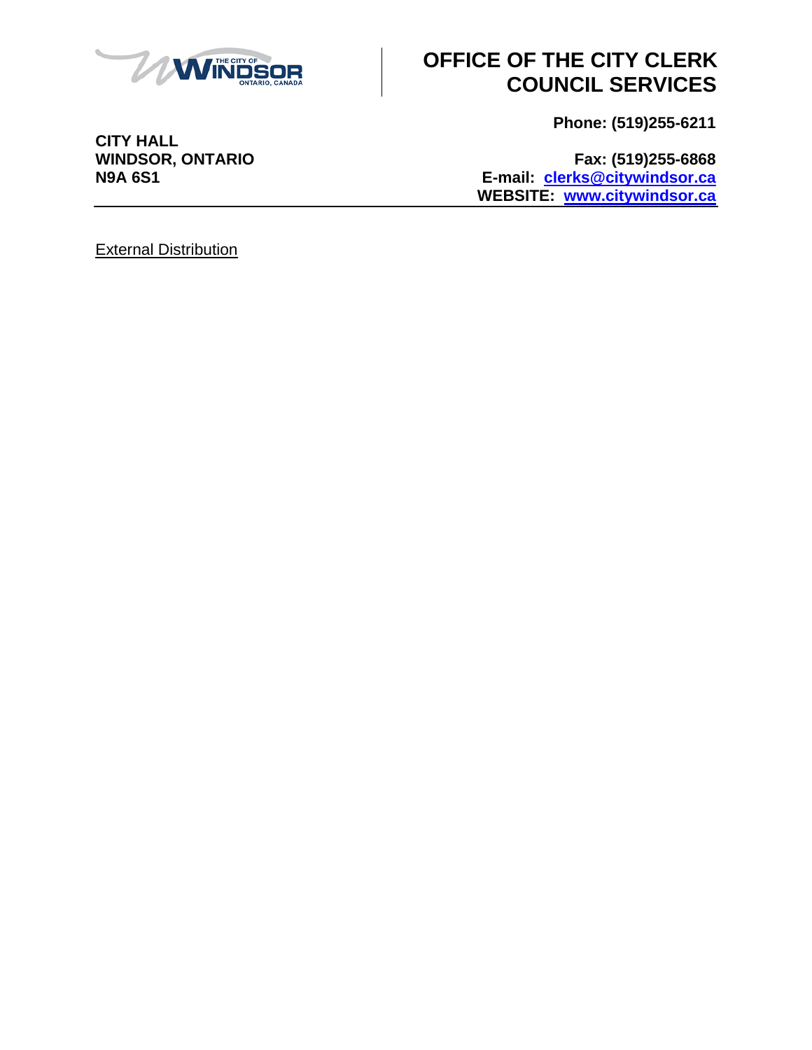# OFFICE OF THE CITY CLERK
# COUNCIL SERVICES

**CITY HALL**
**WINDSOR, ONTARIO**
**N9A 6S1**

**Phone: (519)255-6211**

**Fax: (519)255-6868**
**E-mail: clerks@citywindsor.ca**
**WEBSITE: www.citywindsor.ca**

External Distribution